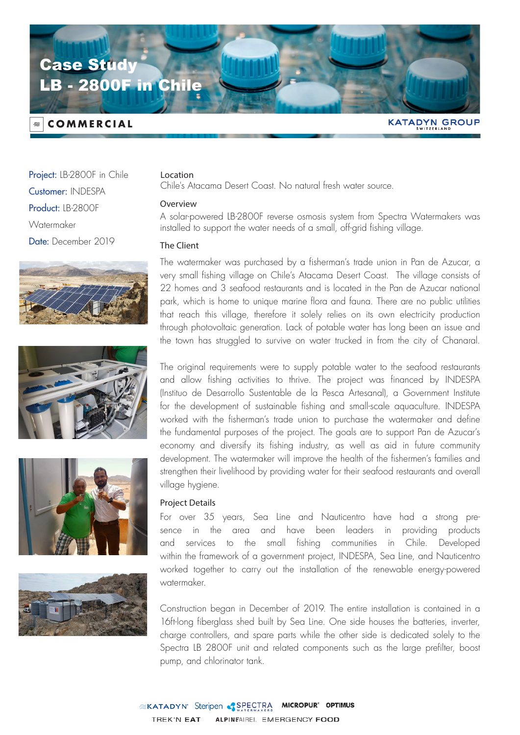# Case Study
# LB - 2800F in Chile

COMMERCIAL

**Project:** LB-2800F in Chile
**Customer:** INDESPA
**Product:** LB-2800F Watermaker
**Date:** December 2019

## Location

Chile's Atacama Desert Coast. No natural fresh water source.

## Overview

A solar-powered LB-2800F reverse osmosis system from Spectra Watermakers was installed to support the water needs of a small, off-grid fishing village.

## The Client

The watermaker was purchased by a fisherman's trade union in Pan de Azucar, a very small fishing village on Chile's Atacama Desert Coast. The village consists of 22 homes and 3 seafood restaurants and is located in the Pan de Azucar national park, which is home to unique marine flora and fauna. There are no public utilities that reach this village, therefore it solely relies on its own electricity production through photovoltaic generation. Lack of potable water has long been an issue and the town has struggled to survive on water trucked in from the city of Chanaral.

The original requirements were to supply potable water to the seafood restaurants and allow fishing activities to thrive. The project was financed by INDESPA (Instituo de Desarrollo Sustentable de la Pesca Artesanal), a Government Institute for the development of sustainable fishing and small-scale aquaculture. INDESPA worked with the fisherman's trade union to purchase the watermaker and define the fundamental purposes of the project. The goals are to support Pan de Azucar's economy and diversify its fishing industry, as well as aid in future community development. The watermaker will improve the health of the fishermen's families and strengthen their livelihood by providing water for their seafood restaurants and overall village hygiene.

## Project Details

For over 35 years, Sea Line and Nauticentro have had a strong presence in the area and have been leaders in providing products and services to the small fishing communities in Chile. Developed within the framework of a government project, INDESPA, Sea Line, and Nauticentro worked together to carry out the installation of the renewable energy-powered watermaker.

Construction began in December of 2019. The entire installation is contained in a 16ft-long fiberglass shed built by Sea Line. One side houses the batteries, inverter, charge controllers, and spare parts while the other side is dedicated solely to the Spectra LB 2800F unit and related components such as the large prefilter, boost pump, and chlorinator tank.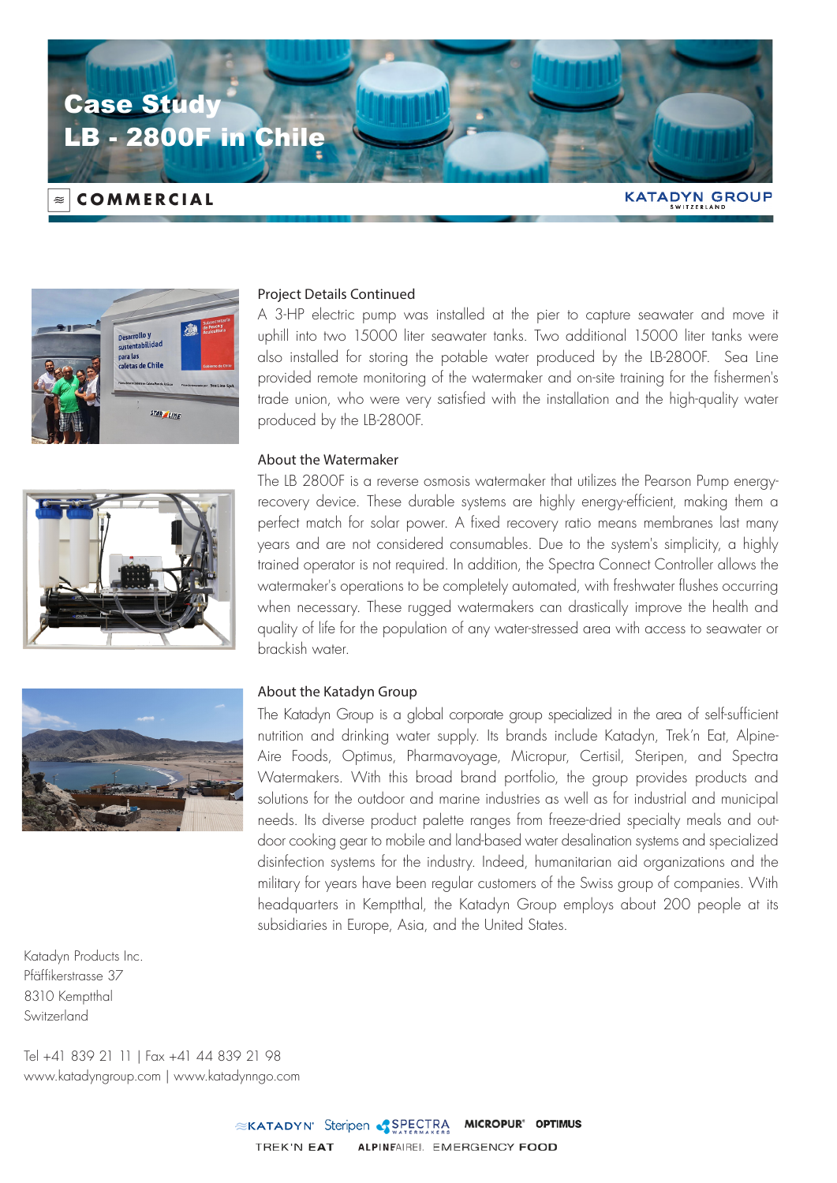# Case Study
# LB - 2800F in Chile

COMMERCIAL

## Project Details Continued

A 3-HP electric pump was installed at the pier to capture seawater and move it uphill into two 15000 liter seawater tanks. Two additional 15000 liter tanks were also installed for storing the potable water produced by the LB-2800F. Sea Line provided remote monitoring of the watermaker and on-site training for the fishermen's trade union, who were very satisfied with the installation and the high-quality water produced by the LB-2800F.

## About the Watermaker

The LB 2800F is a reverse osmosis watermaker that utilizes the Pearson Pump energy-recovery device. These durable systems are highly energy-efficient, making them a perfect match for solar power. A fixed recovery ratio means membranes last many years and are not considered consumables. Due to the system's simplicity, a highly trained operator is not required. In addition, the Spectra Connect Controller allows the watermaker's operations to be completely automated, with freshwater flushes occurring when necessary. These rugged watermakers can drastically improve the health and quality of life for the population of any water-stressed area with access to seawater or brackish water.

## About the Katadyn Group

The Katadyn Group is a global corporate group specialized in the area of self-sufficient nutrition and drinking water supply. Its brands include Katadyn, Trek'n Eat, Alpine-Aire Foods, Optimus, Pharmavoyage, Micropur, Certisil, Steripen, and Spectra Watermakers. With this broad brand portfolio, the group provides products and solutions for the outdoor and marine industries as well as for industrial and municipal needs. Its diverse product palette ranges from freeze-dried specialty meals and out-door cooking gear to mobile and land-based water desalination systems and specialized disinfection systems for the industry. Indeed, humanitarian aid organizations and the military for years have been regular customers of the Swiss group of companies. With headquarters in Kemptthal, the Katadyn Group employs about 200 people at its subsidiaries in Europe, Asia, and the United States.

Katadyn Products Inc.
Pfäffikerstrasse 37
8310 Kemptthal
Switzerland

Tel +41 839 21 11 | Fax +41 44 839 21 98
www.katadyngroup.com | www.katadynngo.com